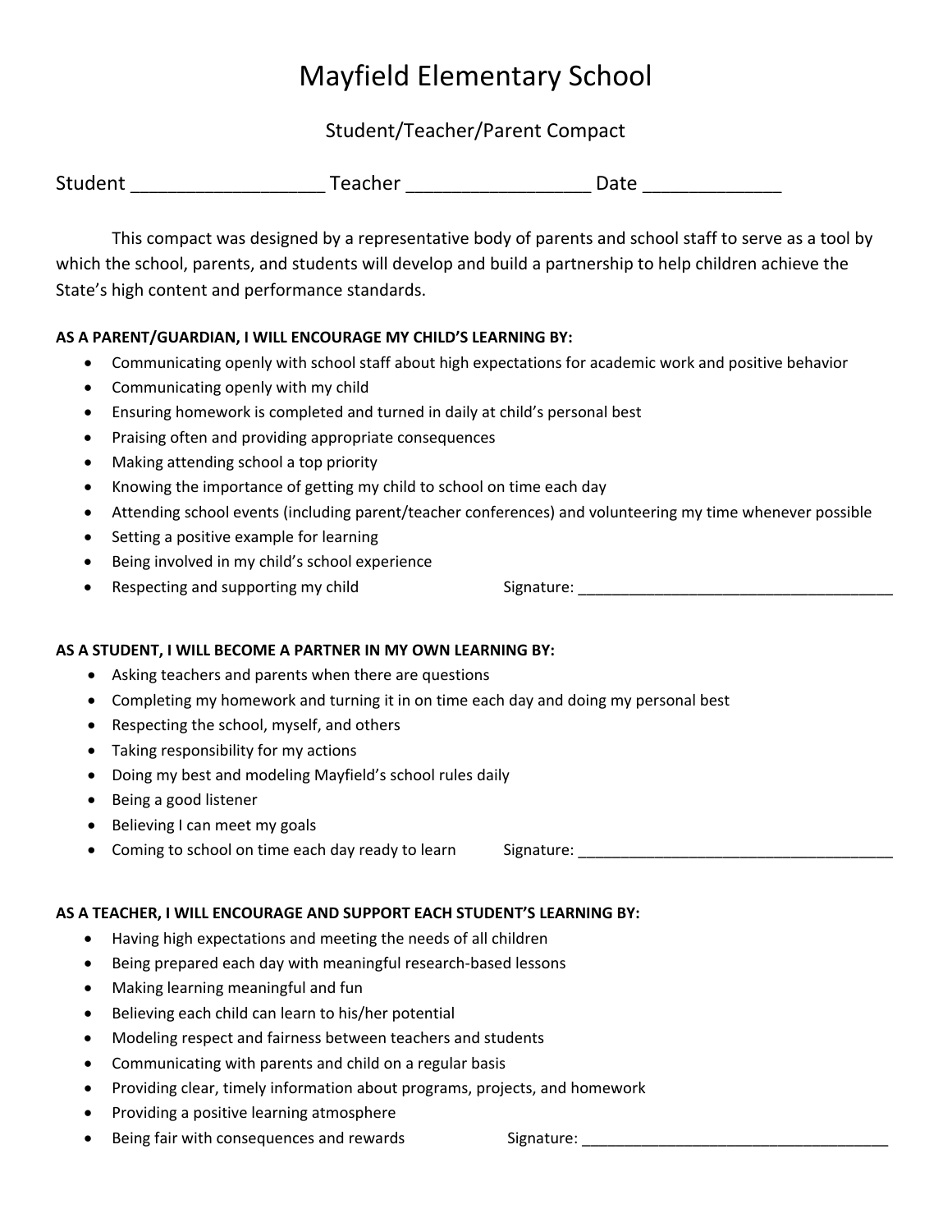# Mayfield Elementary School

## Student/Teacher/Parent Compact

Student ___________________ Teacher __________________ Date _____________

This compact was designed by a representative body of parents and school staff to serve as a tool by which the school, parents, and students will develop and build a partnership to help children achieve the State's high content and performance standards.

**AS A PARENT/GUARDIAN, I WILL ENCOURAGE MY CHILD'S LEARNING BY:**

- Communicating openly with school staff about high expectations for academic work and positive behavior
- Communicating openly with my child
- Ensuring homework is completed and turned in daily at child's personal best
- Praising often and providing appropriate consequences
- Making attending school a top priority
- Knowing the importance of getting my child to school on time each day
- Attending school events (including parent/teacher conferences) and volunteering my time whenever possible
- Setting a positive example for learning
- Being involved in my child's school experience
- Respecting and supporting my child

Signature: ______________________________________

**AS A STUDENT, I WILL BECOME A PARTNER IN MY OWN LEARNING BY:**

- Asking teachers and parents when there are questions
- Completing my homework and turning it in on time each day and doing my personal best
- Respecting the school, myself, and others
- Taking responsibility for my actions
- Doing my best and modeling Mayfield's school rules daily
- Being a good listener
- Believing I can meet my goals
- Coming to school on time each day ready to learn

Signature: ______________________________________

**AS A TEACHER, I WILL ENCOURAGE AND SUPPORT EACH STUDENT'S LEARNING BY:**

- Having high expectations and meeting the needs of all children
- Being prepared each day with meaningful research-based lessons
- Making learning meaningful and fun
- Believing each child can learn to his/her potential
- Modeling respect and fairness between teachers and students
- Communicating with parents and child on a regular basis
- Providing clear, timely information about programs, projects, and homework
- Providing a positive learning atmosphere
- Being fair with consequences and rewards

Signature: _____________________________________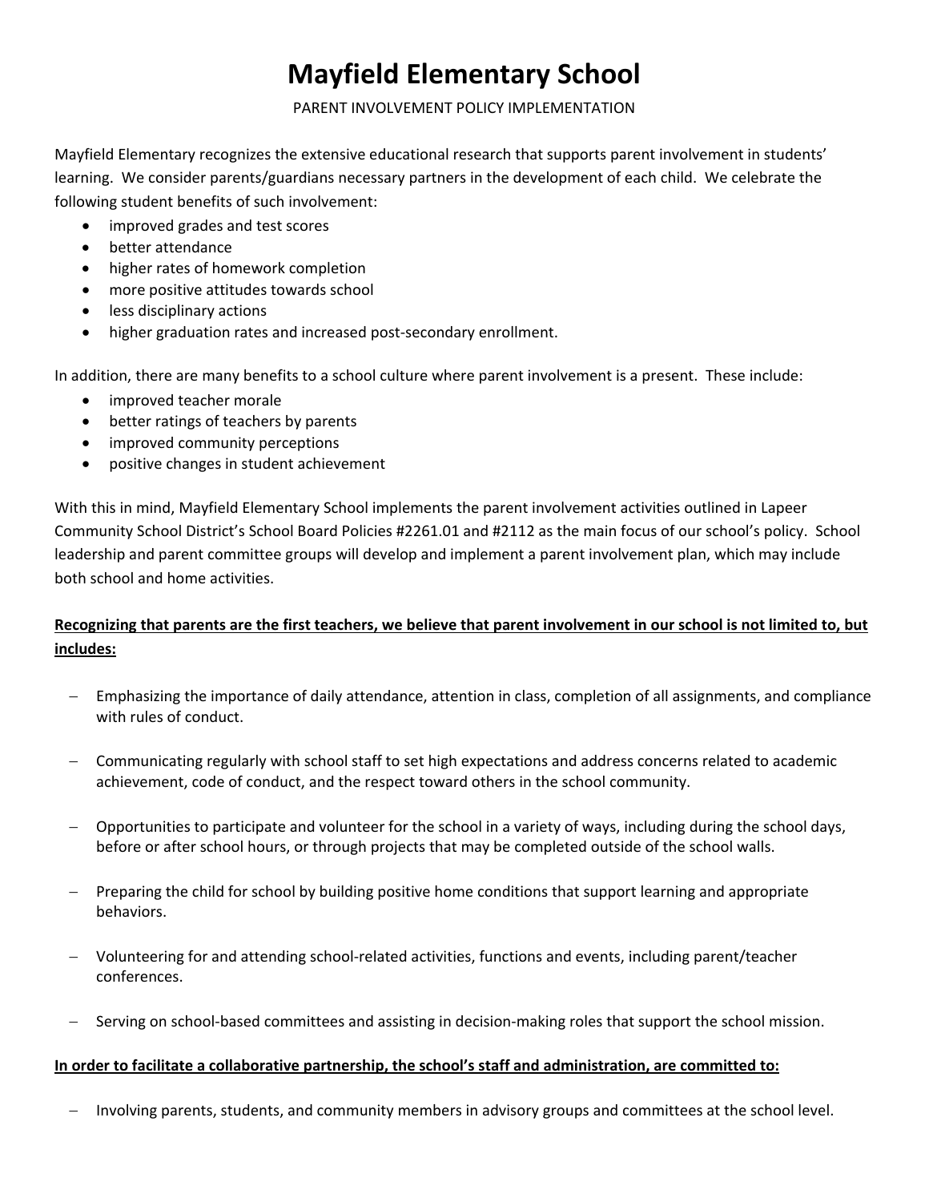# Mayfield Elementary School

PARENT INVOLVEMENT POLICY IMPLEMENTATION

Mayfield Elementary recognizes the extensive educational research that supports parent involvement in students' learning. We consider parents/guardians necessary partners in the development of each child. We celebrate the following student benefits of such involvement:

- improved grades and test scores
- better attendance
- higher rates of homework completion
- more positive attitudes towards school
- less disciplinary actions
- higher graduation rates and increased post-secondary enrollment.

In addition, there are many benefits to a school culture where parent involvement is a present. These include:

- improved teacher morale
- better ratings of teachers by parents
- improved community perceptions
- positive changes in student achievement

With this in mind, Mayfield Elementary School implements the parent involvement activities outlined in Lapeer Community School District's School Board Policies #2261.01 and #2112 as the main focus of our school's policy. School leadership and parent committee groups will develop and implement a parent involvement plan, which may include both school and home activities.

**Recognizing that parents are the first teachers, we believe that parent involvement in our school is not limited to, but includes:**

- Emphasizing the importance of daily attendance, attention in class, completion of all assignments, and compliance with rules of conduct.
- Communicating regularly with school staff to set high expectations and address concerns related to academic achievement, code of conduct, and the respect toward others in the school community.
- Opportunities to participate and volunteer for the school in a variety of ways, including during the school days, before or after school hours, or through projects that may be completed outside of the school walls.
- Preparing the child for school by building positive home conditions that support learning and appropriate behaviors.
- Volunteering for and attending school-related activities, functions and events, including parent/teacher conferences.
- Serving on school-based committees and assisting in decision-making roles that support the school mission.

**In order to facilitate a collaborative partnership, the school's staff and administration, are committed to:**

- Involving parents, students, and community members in advisory groups and committees at the school level.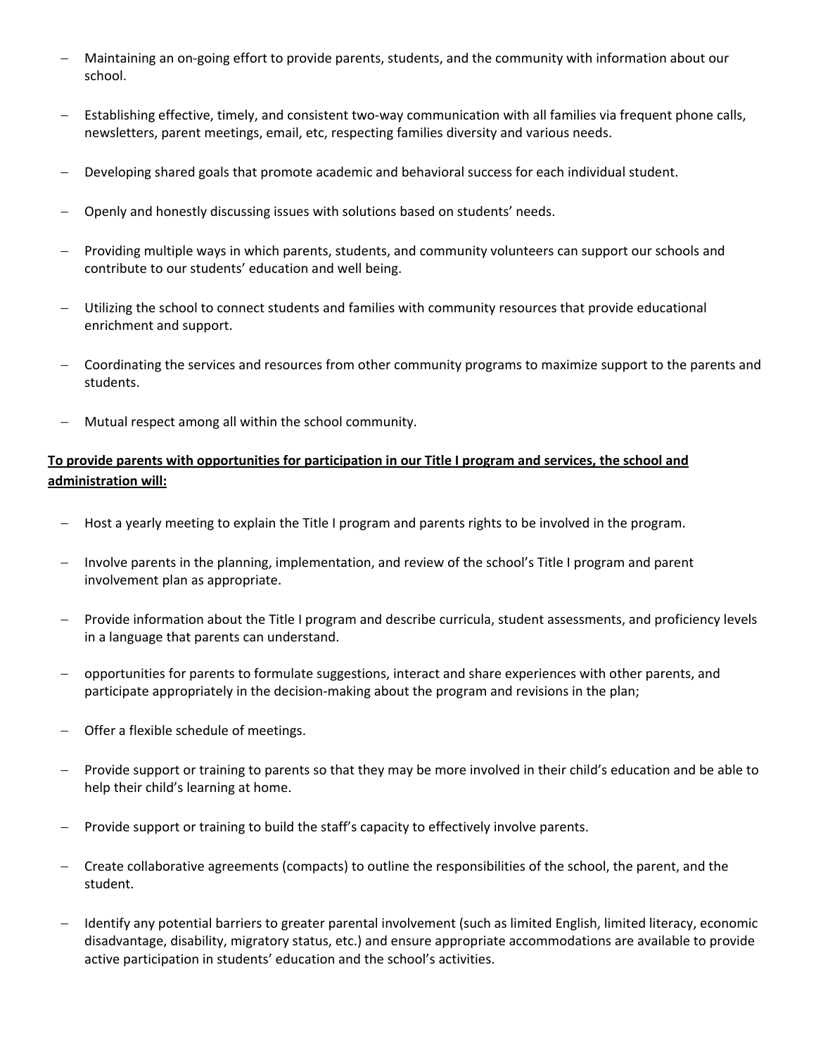- Maintaining an on-going effort to provide parents, students, and the community with information about our school.

- Establishing effective, timely, and consistent two-way communication with all families via frequent phone calls, newsletters, parent meetings, email, etc, respecting families diversity and various needs.

- Developing shared goals that promote academic and behavioral success for each individual student.

- Openly and honestly discussing issues with solutions based on students' needs.

- Providing multiple ways in which parents, students, and community volunteers can support our schools and contribute to our students' education and well being.

- Utilizing the school to connect students and families with community resources that provide educational enrichment and support.

- Coordinating the services and resources from other community programs to maximize support to the parents and students.

- Mutual respect among all within the school community.

**To provide parents with opportunities for participation in our Title I program and services, the school and administration will:**

- Host a yearly meeting to explain the Title I program and parents rights to be involved in the program.

- Involve parents in the planning, implementation, and review of the school's Title I program and parent involvement plan as appropriate.

- Provide information about the Title I program and describe curricula, student assessments, and proficiency levels in a language that parents can understand.

- opportunities for parents to formulate suggestions, interact and share experiences with other parents, and participate appropriately in the decision-making about the program and revisions in the plan;

- Offer a flexible schedule of meetings.

- Provide support or training to parents so that they may be more involved in their child's education and be able to help their child's learning at home.

- Provide support or training to build the staff's capacity to effectively involve parents.

- Create collaborative agreements (compacts) to outline the responsibilities of the school, the parent, and the student.

- Identify any potential barriers to greater parental involvement (such as limited English, limited literacy, economic disadvantage, disability, migratory status, etc.) and ensure appropriate accommodations are available to provide active participation in students' education and the school's activities.